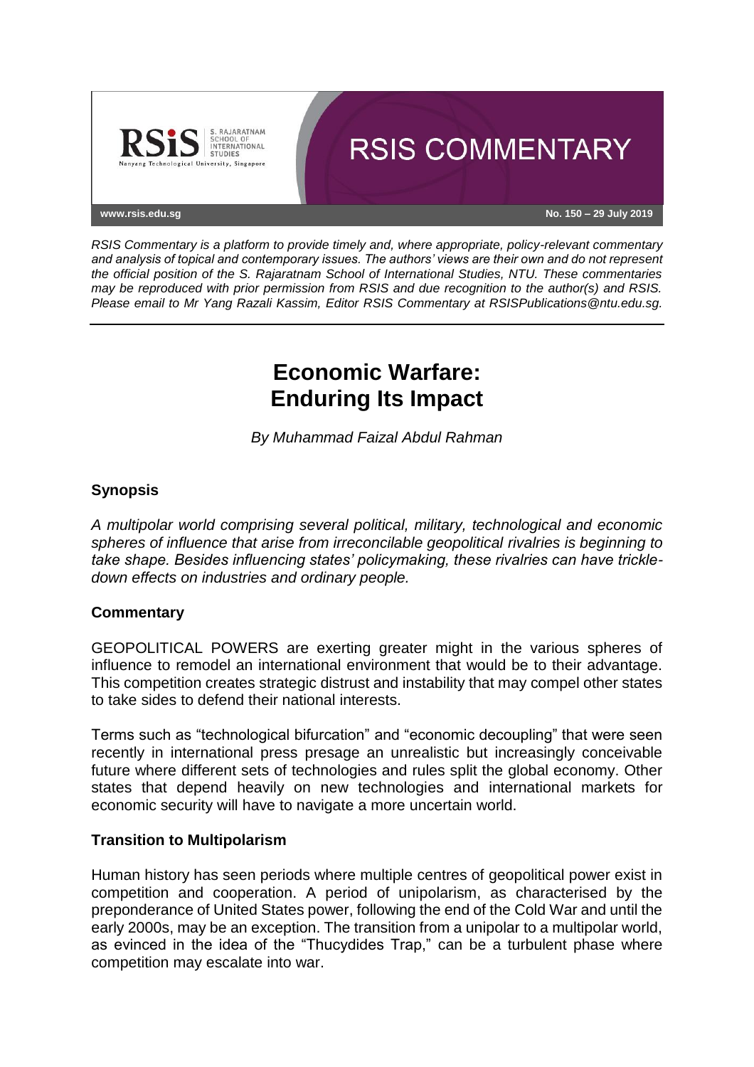# RSIS COMMENTARY

www.rsis.edu.sg

No. 150 – 29 July 2019

*RSIS Commentary is a platform to provide timely and, where appropriate, policy-relevant commentary and analysis of topical and contemporary issues. The authors' views are their own and do not represent the official position of the S. Rajaratnam School of International Studies, NTU. These commentaries may be reproduced with prior permission from RSIS and due recognition to the author(s) and RSIS. Please email to Mr Yang Razali Kassim, Editor RSIS Commentary at RSISPublications@ntu.edu.sg.*

---

# Economic Warfare: Enduring Its Impact

*By Muhammad Faizal Abdul Rahman*

## Synopsis

*A multipolar world comprising several political, military, technological and economic spheres of influence that arise from irreconcilable geopolitical rivalries is beginning to take shape. Besides influencing states' policymaking, these rivalries can have trickle-down effects on industries and ordinary people.*

## Commentary

GEOPOLITICAL POWERS are exerting greater might in the various spheres of influence to remodel an international environment that would be to their advantage. This competition creates strategic distrust and instability that may compel other states to take sides to defend their national interests.

Terms such as "technological bifurcation" and "economic decoupling" that were seen recently in international press presage an unrealistic but increasingly conceivable future where different sets of technologies and rules split the global economy. Other states that depend heavily on new technologies and international markets for economic security will have to navigate a more uncertain world.

### Transition to Multipolarism

Human history has seen periods where multiple centres of geopolitical power exist in competition and cooperation. A period of unipolarism, as characterised by the preponderance of United States power, following the end of the Cold War and until the early 2000s, may be an exception. The transition from a unipolar to a multipolar world, as evinced in the idea of the "Thucydides Trap," can be a turbulent phase where competition may escalate into war.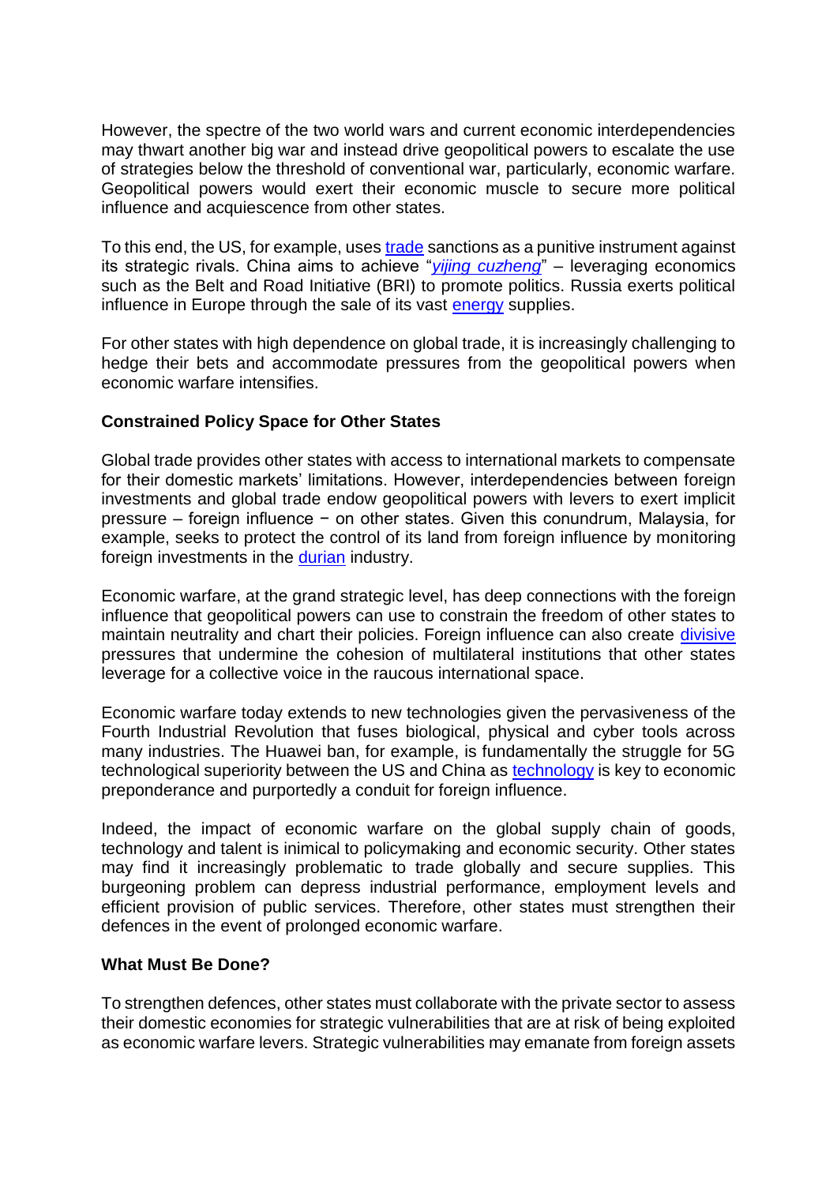However, the spectre of the two world wars and current economic interdependencies may thwart another big war and instead drive geopolitical powers to escalate the use of strategies below the threshold of conventional war, particularly, economic warfare. Geopolitical powers would exert their economic muscle to secure more political influence and acquiescence from other states.

To this end, the US, for example, uses trade sanctions as a punitive instrument against its strategic rivals. China aims to achieve "*yijing cuzheng*" – leveraging economics such as the Belt and Road Initiative (BRI) to promote politics. Russia exerts political influence in Europe through the sale of its vast energy supplies.

For other states with high dependence on global trade, it is increasingly challenging to hedge their bets and accommodate pressures from the geopolitical powers when economic warfare intensifies.

**Constrained Policy Space for Other States**

Global trade provides other states with access to international markets to compensate for their domestic markets' limitations. However, interdependencies between foreign investments and global trade endow geopolitical powers with levers to exert implicit pressure – foreign influence − on other states. Given this conundrum, Malaysia, for example, seeks to protect the control of its land from foreign influence by monitoring foreign investments in the durian industry.

Economic warfare, at the grand strategic level, has deep connections with the foreign influence that geopolitical powers can use to constrain the freedom of other states to maintain neutrality and chart their policies. Foreign influence can also create divisive pressures that undermine the cohesion of multilateral institutions that other states leverage for a collective voice in the raucous international space.

Economic warfare today extends to new technologies given the pervasiveness of the Fourth Industrial Revolution that fuses biological, physical and cyber tools across many industries. The Huawei ban, for example, is fundamentally the struggle for 5G technological superiority between the US and China as technology is key to economic preponderance and purportedly a conduit for foreign influence.

Indeed, the impact of economic warfare on the global supply chain of goods, technology and talent is inimical to policymaking and economic security. Other states may find it increasingly problematic to trade globally and secure supplies. This burgeoning problem can depress industrial performance, employment levels and efficient provision of public services. Therefore, other states must strengthen their defences in the event of prolonged economic warfare.

**What Must Be Done?**

To strengthen defences, other states must collaborate with the private sector to assess their domestic economies for strategic vulnerabilities that are at risk of being exploited as economic warfare levers. Strategic vulnerabilities may emanate from foreign assets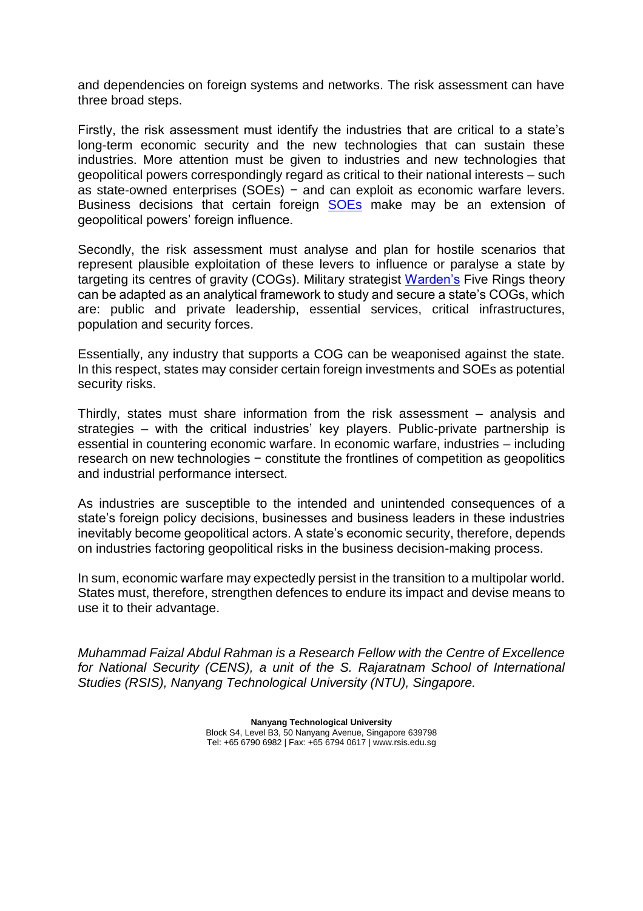and dependencies on foreign systems and networks. The risk assessment can have three broad steps.

Firstly, the risk assessment must identify the industries that are critical to a state's long-term economic security and the new technologies that can sustain these industries. More attention must be given to industries and new technologies that geopolitical powers correspondingly regard as critical to their national interests – such as state-owned enterprises (SOEs) − and can exploit as economic warfare levers. Business decisions that certain foreign SOEs make may be an extension of geopolitical powers' foreign influence.

Secondly, the risk assessment must analyse and plan for hostile scenarios that represent plausible exploitation of these levers to influence or paralyse a state by targeting its centres of gravity (COGs). Military strategist Warden's Five Rings theory can be adapted as an analytical framework to study and secure a state's COGs, which are: public and private leadership, essential services, critical infrastructures, population and security forces.

Essentially, any industry that supports a COG can be weaponised against the state. In this respect, states may consider certain foreign investments and SOEs as potential security risks.

Thirdly, states must share information from the risk assessment – analysis and strategies – with the critical industries' key players. Public-private partnership is essential in countering economic warfare. In economic warfare, industries – including research on new technologies − constitute the frontlines of competition as geopolitics and industrial performance intersect.

As industries are susceptible to the intended and unintended consequences of a state's foreign policy decisions, businesses and business leaders in these industries inevitably become geopolitical actors. A state's economic security, therefore, depends on industries factoring geopolitical risks in the business decision-making process.

In sum, economic warfare may expectedly persist in the transition to a multipolar world. States must, therefore, strengthen defences to endure its impact and devise means to use it to their advantage.

*Muhammad Faizal Abdul Rahman is a Research Fellow with the Centre of Excellence for National Security (CENS), a unit of the S. Rajaratnam School of International Studies (RSIS), Nanyang Technological University (NTU), Singapore.*

**Nanyang Technological University**
Block S4, Level B3, 50 Nanyang Avenue, Singapore 639798
Tel: +65 6790 6982 | Fax: +65 6794 0617 | www.rsis.edu.sg